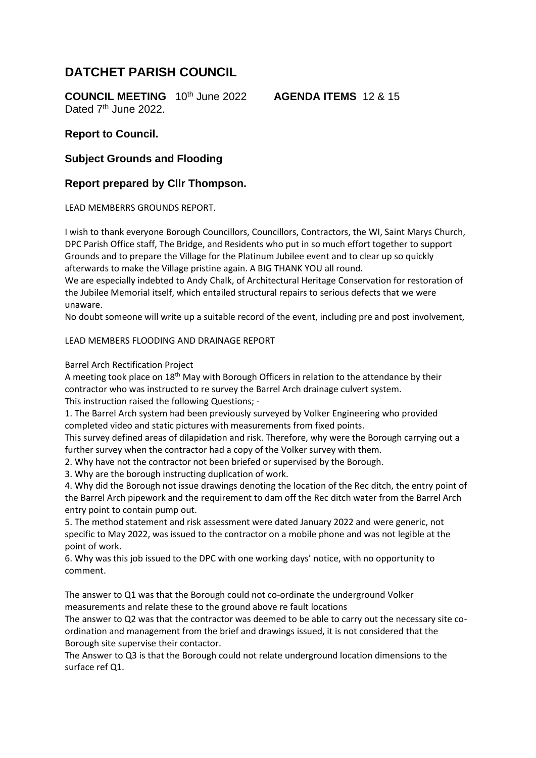# DATCHET PARISH COUNCIL

**COUNCIL MEETING** 10th June 2022 **AGENDA ITEMS** 12 & 15

Dated 7th June 2022.

### Report to Council.

### Subject Grounds and Flooding

### Report prepared by Cllr Thompson.

LEAD MEMBERRS GROUNDS REPORT.

I wish to thank everyone Borough Councillors, Councillors, Contractors, the WI, Saint Marys Church, DPC Parish Office staff, The Bridge, and Residents who put in so much effort together to support Grounds and to prepare the Village for the Platinum Jubilee event and to clear up so quickly afterwards to make the Village pristine again. A BIG THANK YOU all round.

We are especially indebted to Andy Chalk, of Architectural Heritage Conservation for restoration of the Jubilee Memorial itself, which entailed structural repairs to serious defects that we were unaware.

No doubt someone will write up a suitable record of the event, including pre and post involvement,

LEAD MEMBERS FLOODING AND DRAINAGE REPORT

Barrel Arch Rectification Project

A meeting took place on 18th May with Borough Officers in relation to the attendance by their contractor who was instructed to re survey the Barrel Arch drainage culvert system.

This instruction raised the following Questions; -

1. The Barrel Arch system had been previously surveyed by Volker Engineering who provided completed video and static pictures with measurements from fixed points.
   This survey defined areas of dilapidation and risk. Therefore, why were the Borough carrying out a further survey when the contractor had a copy of the Volker survey with them.
2. Why have not the contractor not been briefed or supervised by the Borough.
3. Why are the borough instructing duplication of work.
4. Why did the Borough not issue drawings denoting the location of the Rec ditch, the entry point of the Barrel Arch pipework and the requirement to dam off the Rec ditch water from the Barrel Arch entry point to contain pump out.
5. The method statement and risk assessment were dated January 2022 and were generic, not specific to May 2022, was issued to the contractor on a mobile phone and was not legible at the point of work.
6. Why was this job issued to the DPC with one working days' notice, with no opportunity to comment.

The answer to Q1 was that the Borough could not co-ordinate the underground Volker measurements and relate these to the ground above re fault locations

The answer to Q2 was that the contractor was deemed to be able to carry out the necessary site co-ordination and management from the brief and drawings issued, it is not considered that the Borough site supervise their contactor.

The Answer to Q3 is that the Borough could not relate underground location dimensions to the surface ref Q1.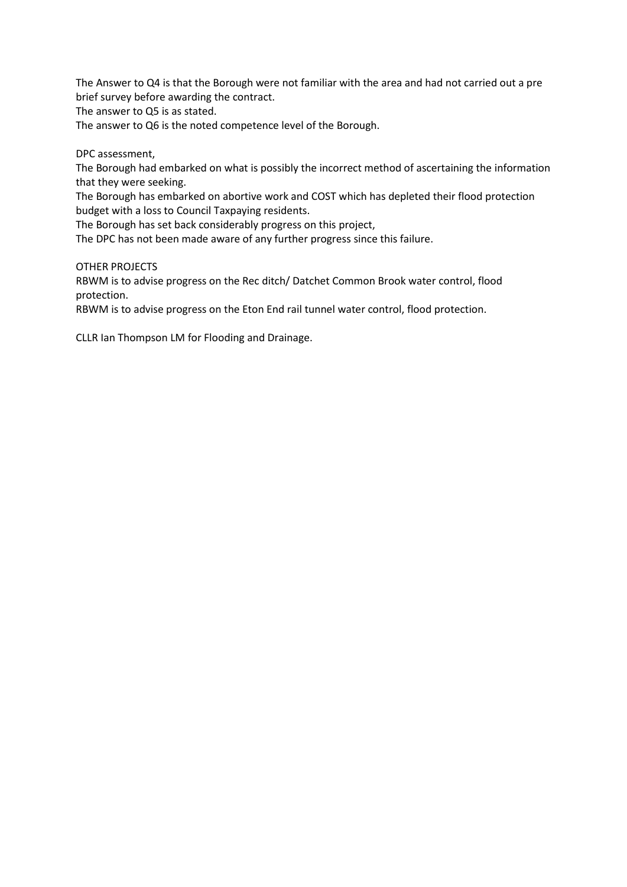The Answer to Q4 is that the Borough were not familiar with the area and had not carried out a pre brief survey before awarding the contract.
The answer to Q5 is as stated.
The answer to Q6 is the noted competence level of the Borough.

DPC assessment,
The Borough had embarked on what is possibly the incorrect method of ascertaining the information that they were seeking.
The Borough has embarked on abortive work and COST which has depleted their flood protection budget with a loss to Council Taxpaying residents.
The Borough has set back considerably progress on this project,
The DPC has not been made aware of any further progress since this failure.

OTHER PROJECTS
RBWM is to advise progress on the Rec ditch/ Datchet Common Brook water control, flood protection.
RBWM is to advise progress on the Eton End rail tunnel water control, flood protection.

CLLR Ian Thompson LM for Flooding and Drainage.